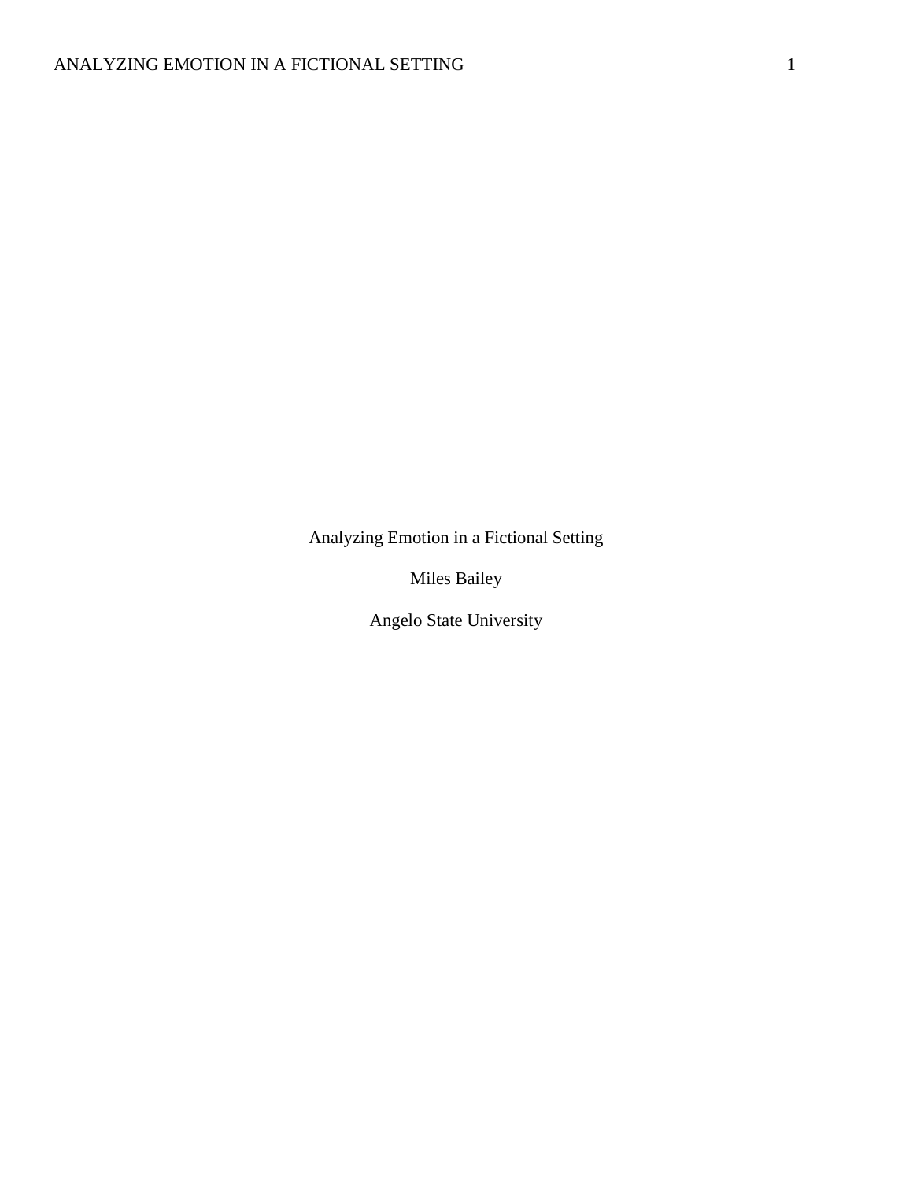# Analyzing Emotion in a Fictional Setting

Miles Bailey

Angelo State University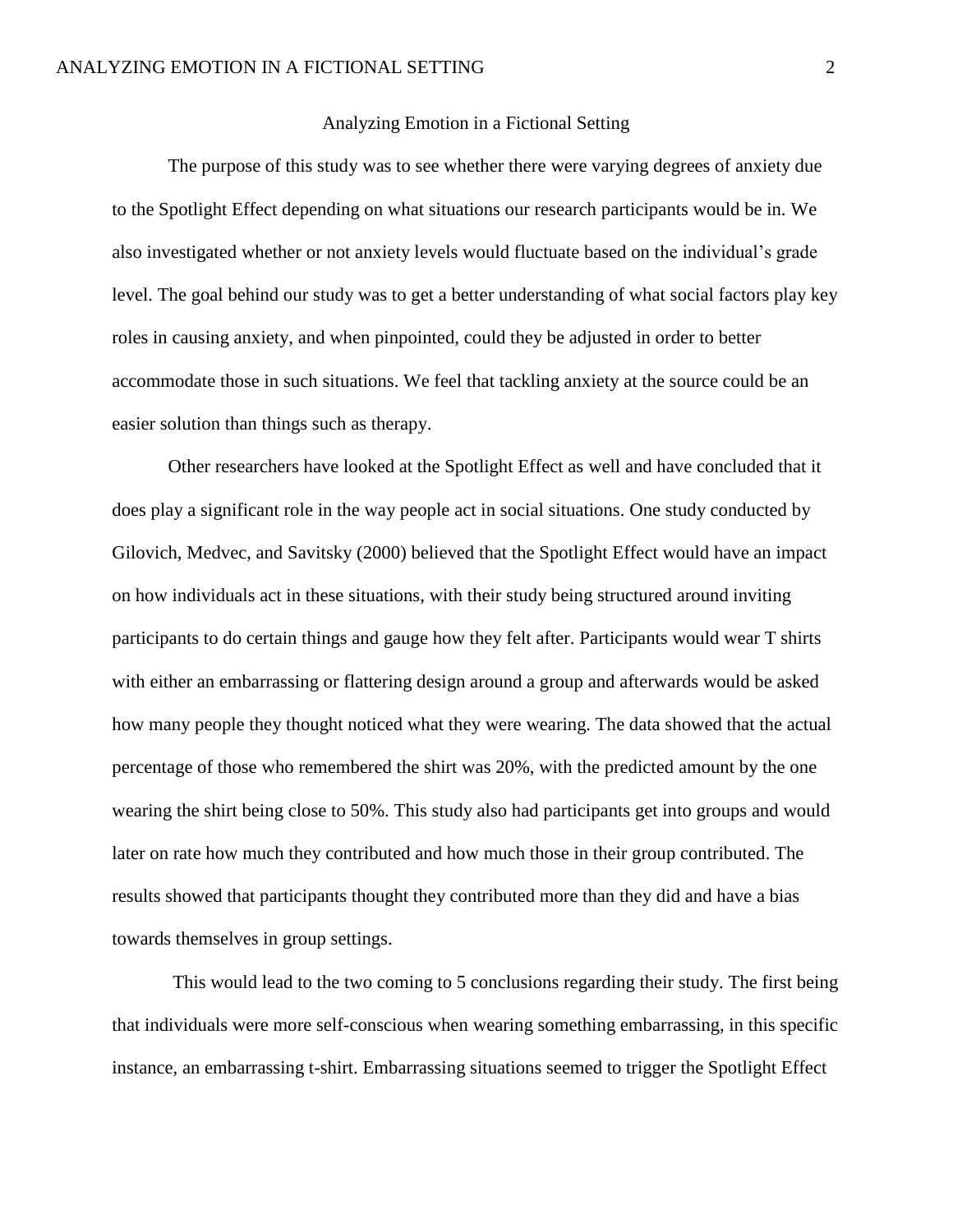# Analyzing Emotion in a Fictional Setting

The purpose of this study was to see whether there were varying degrees of anxiety due to the Spotlight Effect depending on what situations our research participants would be in. We also investigated whether or not anxiety levels would fluctuate based on the individual's grade level. The goal behind our study was to get a better understanding of what social factors play key roles in causing anxiety, and when pinpointed, could they be adjusted in order to better accommodate those in such situations. We feel that tackling anxiety at the source could be an easier solution than things such as therapy.

Other researchers have looked at the Spotlight Effect as well and have concluded that it does play a significant role in the way people act in social situations. One study conducted by Gilovich, Medvec, and Savitsky (2000) believed that the Spotlight Effect would have an impact on how individuals act in these situations, with their study being structured around inviting participants to do certain things and gauge how they felt after. Participants would wear T shirts with either an embarrassing or flattering design around a group and afterwards would be asked how many people they thought noticed what they were wearing. The data showed that the actual percentage of those who remembered the shirt was 20%, with the predicted amount by the one wearing the shirt being close to 50%. This study also had participants get into groups and would later on rate how much they contributed and how much those in their group contributed. The results showed that participants thought they contributed more than they did and have a bias towards themselves in group settings.

This would lead to the two coming to 5 conclusions regarding their study. The first being that individuals were more self-conscious when wearing something embarrassing, in this specific instance, an embarrassing t-shirt. Embarrassing situations seemed to trigger the Spotlight Effect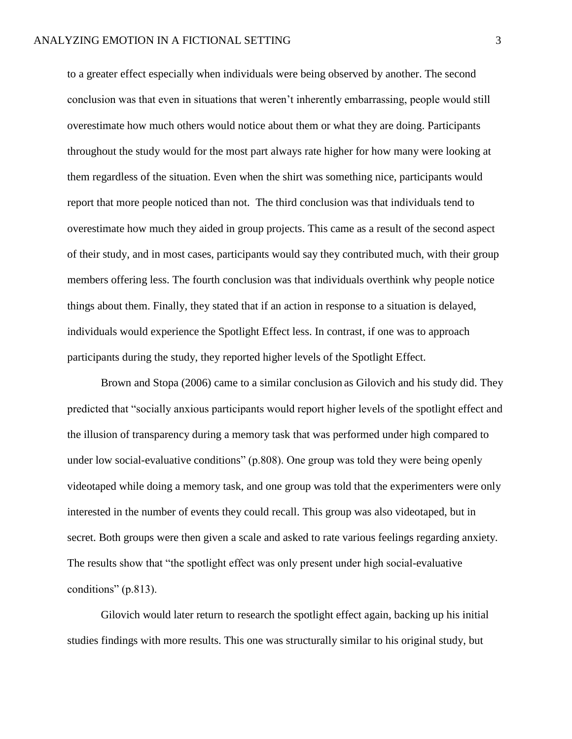to a greater effect especially when individuals were being observed by another. The second conclusion was that even in situations that weren't inherently embarrassing, people would still overestimate how much others would notice about them or what they are doing. Participants throughout the study would for the most part always rate higher for how many were looking at them regardless of the situation. Even when the shirt was something nice, participants would report that more people noticed than not. The third conclusion was that individuals tend to overestimate how much they aided in group projects. This came as a result of the second aspect of their study, and in most cases, participants would say they contributed much, with their group members offering less. The fourth conclusion was that individuals overthink why people notice things about them. Finally, they stated that if an action in response to a situation is delayed, individuals would experience the Spotlight Effect less. In contrast, if one was to approach participants during the study, they reported higher levels of the Spotlight Effect.

Brown and Stopa (2006) came to a similar conclusion as Gilovich and his study did. They predicted that "socially anxious participants would report higher levels of the spotlight effect and the illusion of transparency during a memory task that was performed under high compared to under low social-evaluative conditions" (p.808). One group was told they were being openly videotaped while doing a memory task, and one group was told that the experimenters were only interested in the number of events they could recall. This group was also videotaped, but in secret. Both groups were then given a scale and asked to rate various feelings regarding anxiety. The results show that "the spotlight effect was only present under high social-evaluative conditions" (p.813).

Gilovich would later return to research the spotlight effect again, backing up his initial studies findings with more results. This one was structurally similar to his original study, but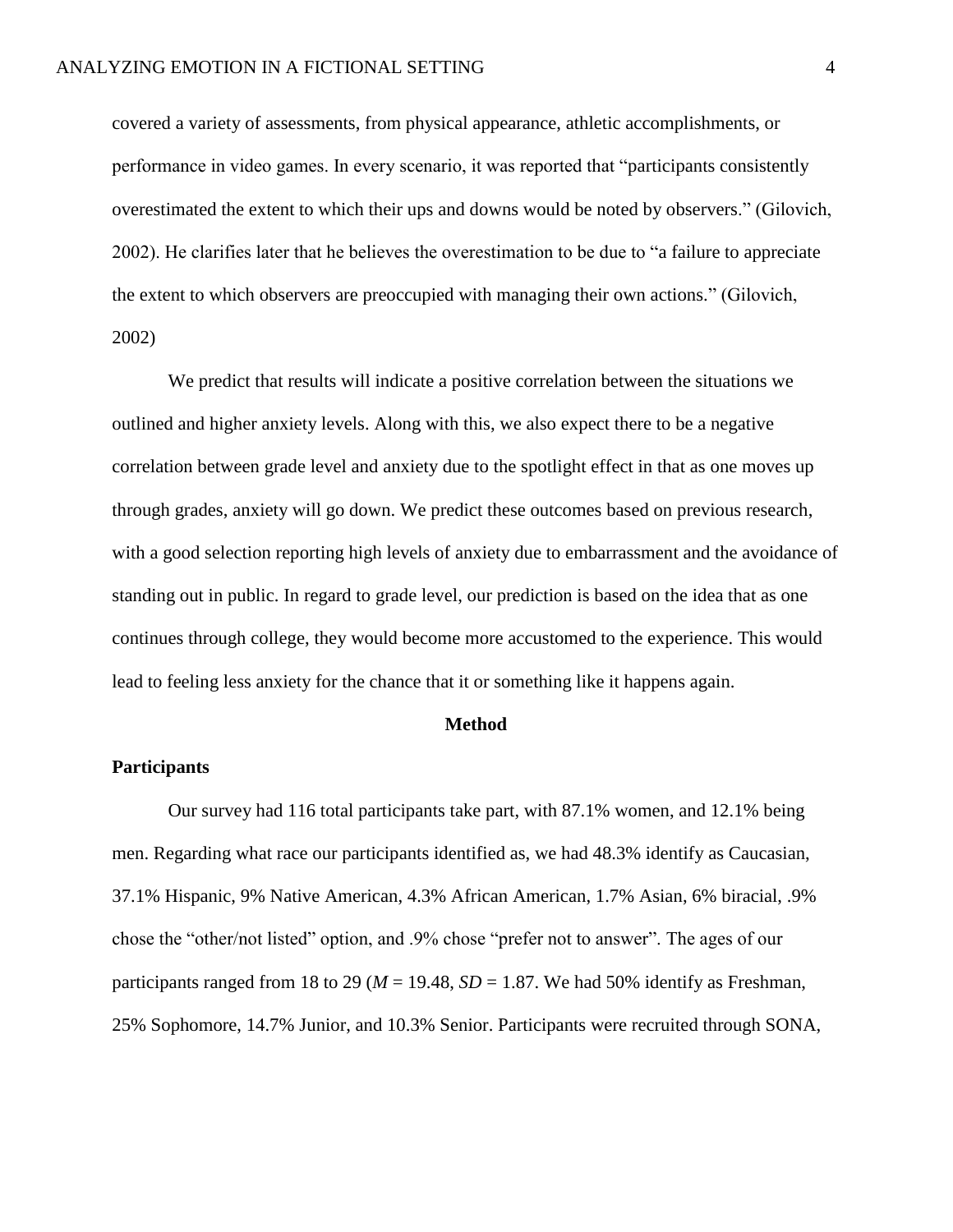covered a variety of assessments, from physical appearance, athletic accomplishments, or performance in video games. In every scenario, it was reported that "participants consistently overestimated the extent to which their ups and downs would be noted by observers." (Gilovich, 2002). He clarifies later that he believes the overestimation to be due to "a failure to appreciate the extent to which observers are preoccupied with managing their own actions." (Gilovich, 2002)

We predict that results will indicate a positive correlation between the situations we outlined and higher anxiety levels. Along with this, we also expect there to be a negative correlation between grade level and anxiety due to the spotlight effect in that as one moves up through grades, anxiety will go down. We predict these outcomes based on previous research, with a good selection reporting high levels of anxiety due to embarrassment and the avoidance of standing out in public. In regard to grade level, our prediction is based on the idea that as one continues through college, they would become more accustomed to the experience. This would lead to feeling less anxiety for the chance that it or something like it happens again.

## Method

### Participants

Our survey had 116 total participants take part, with 87.1% women, and 12.1% being men. Regarding what race our participants identified as, we had 48.3% identify as Caucasian, 37.1% Hispanic, 9% Native American, 4.3% African American, 1.7% Asian, 6% biracial, .9% chose the "other/not listed" option, and .9% chose "prefer not to answer". The ages of our participants ranged from 18 to 29 ($M$ = 19.48, $SD$ = 1.87. We had 50% identify as Freshman, 25% Sophomore, 14.7% Junior, and 10.3% Senior. Participants were recruited through SONA,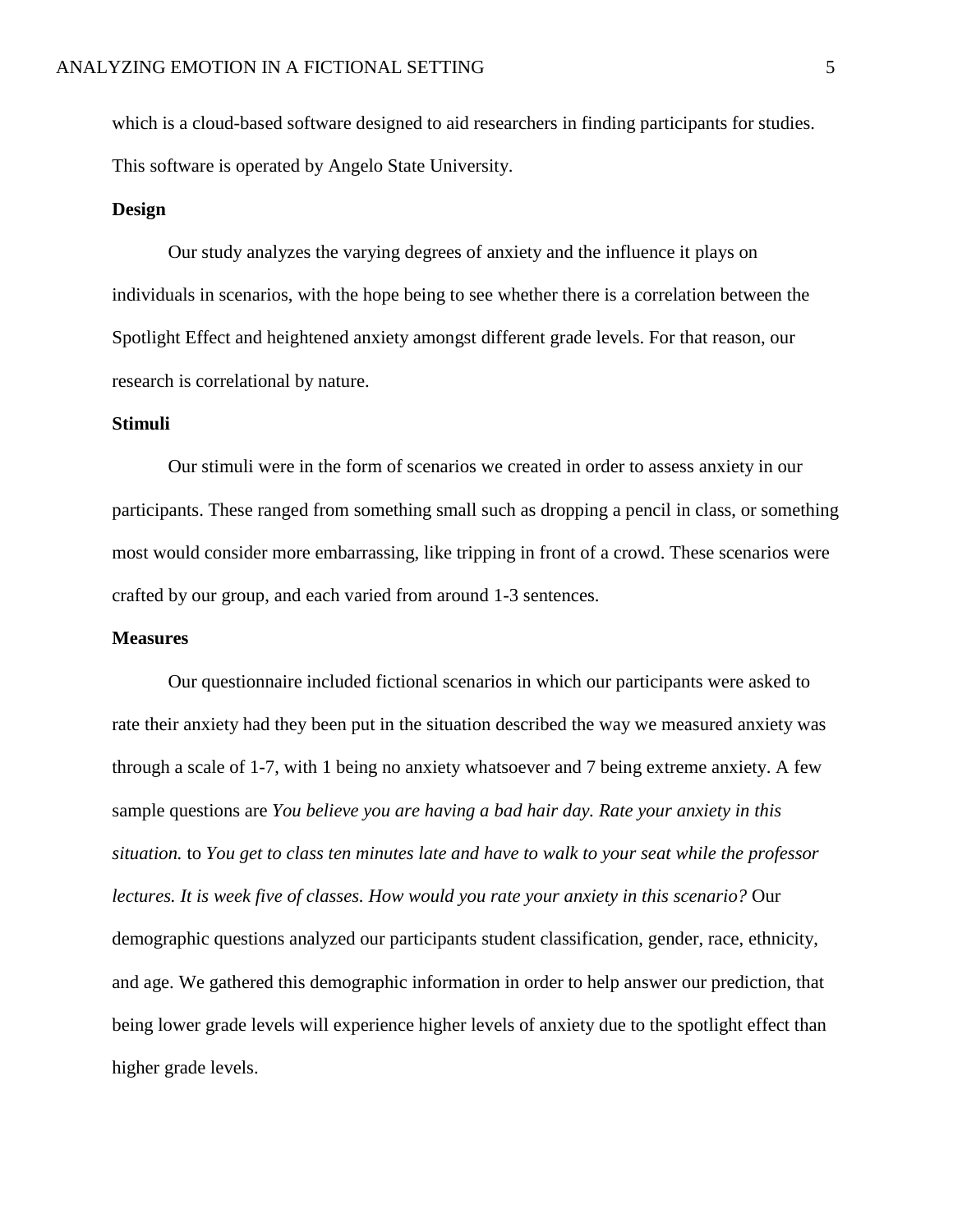which is a cloud-based software designed to aid researchers in finding participants for studies. This software is operated by Angelo State University.

**Design**

Our study analyzes the varying degrees of anxiety and the influence it plays on individuals in scenarios, with the hope being to see whether there is a correlation between the Spotlight Effect and heightened anxiety amongst different grade levels. For that reason, our research is correlational by nature.

**Stimuli**

Our stimuli were in the form of scenarios we created in order to assess anxiety in our participants. These ranged from something small such as dropping a pencil in class, or something most would consider more embarrassing, like tripping in front of a crowd. These scenarios were crafted by our group, and each varied from around 1-3 sentences.

**Measures**

Our questionnaire included fictional scenarios in which our participants were asked to rate their anxiety had they been put in the situation described the way we measured anxiety was through a scale of 1-7, with 1 being no anxiety whatsoever and 7 being extreme anxiety. A few sample questions are *You believe you are having a bad hair day. Rate your anxiety in this situation.* to *You get to class ten minutes late and have to walk to your seat while the professor lectures. It is week five of classes. How would you rate your anxiety in this scenario?* Our demographic questions analyzed our participants student classification, gender, race, ethnicity, and age. We gathered this demographic information in order to help answer our prediction, that being lower grade levels will experience higher levels of anxiety due to the spotlight effect than higher grade levels.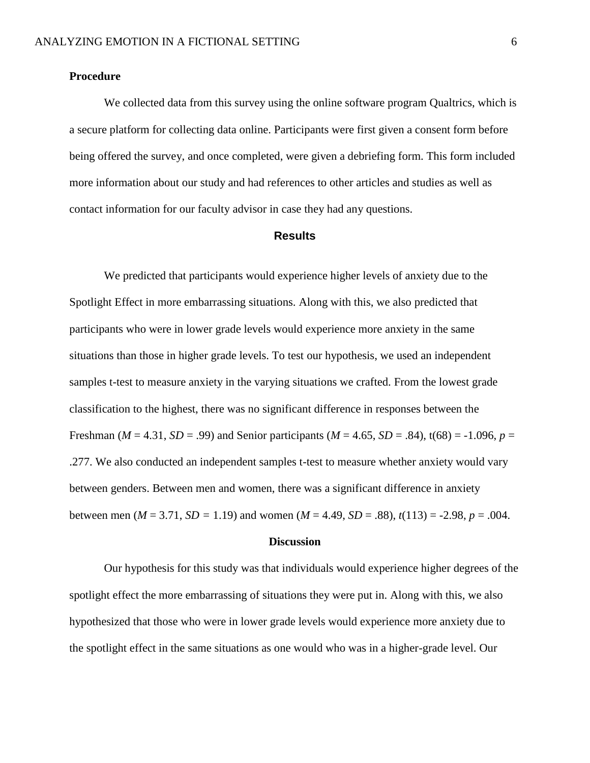**Procedure**

We collected data from this survey using the online software program Qualtrics, which is a secure platform for collecting data online. Participants were first given a consent form before being offered the survey, and once completed, were given a debriefing form. This form included more information about our study and had references to other articles and studies as well as contact information for our faculty advisor in case they had any questions.

## Results

We predicted that participants would experience higher levels of anxiety due to the Spotlight Effect in more embarrassing situations. Along with this, we also predicted that participants who were in lower grade levels would experience more anxiety in the same situations than those in higher grade levels. To test our hypothesis, we used an independent samples t-test to measure anxiety in the varying situations we crafted. From the lowest grade classification to the highest, there was no significant difference in responses between the Freshman ($M$ = 4.31, $SD$ = .99) and Senior participants ($M$ = 4.65, $SD$ = .84), t(68) = -1.096, $p$ = .277. We also conducted an independent samples t-test to measure whether anxiety would vary between genders. Between men and women, there was a significant difference in anxiety between men ($M$ = 3.71, $SD$ = 1.19) and women ($M$ = 4.49, $SD$ = .88), $t$(113) = -2.98, $p$ = .004.

## Discussion

Our hypothesis for this study was that individuals would experience higher degrees of the spotlight effect the more embarrassing of situations they were put in. Along with this, we also hypothesized that those who were in lower grade levels would experience more anxiety due to the spotlight effect in the same situations as one would who was in a higher-grade level. Our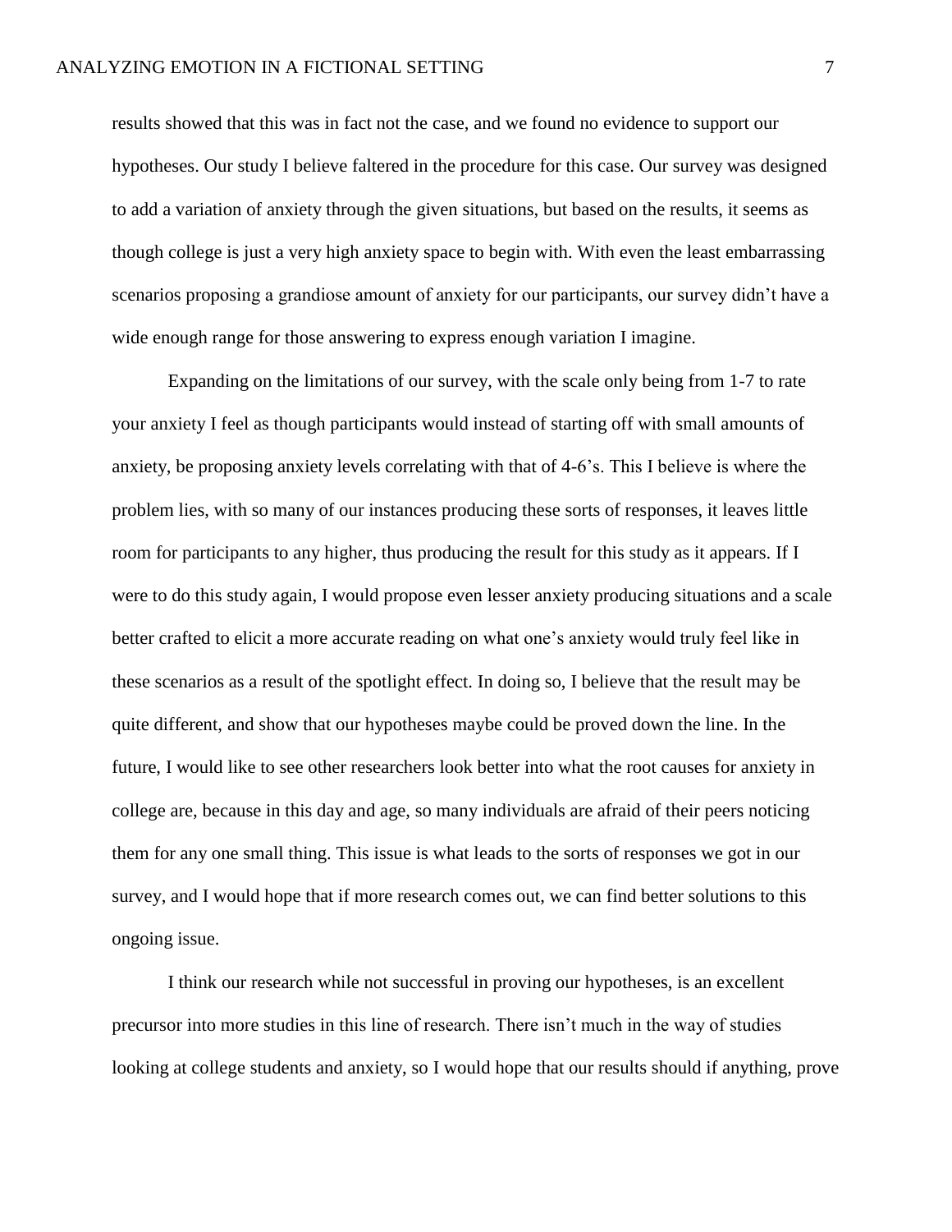results showed that this was in fact not the case, and we found no evidence to support our hypotheses. Our study I believe faltered in the procedure for this case. Our survey was designed to add a variation of anxiety through the given situations, but based on the results, it seems as though college is just a very high anxiety space to begin with. With even the least embarrassing scenarios proposing a grandiose amount of anxiety for our participants, our survey didn't have a wide enough range for those answering to express enough variation I imagine.

Expanding on the limitations of our survey, with the scale only being from 1-7 to rate your anxiety I feel as though participants would instead of starting off with small amounts of anxiety, be proposing anxiety levels correlating with that of 4-6's. This I believe is where the problem lies, with so many of our instances producing these sorts of responses, it leaves little room for participants to any higher, thus producing the result for this study as it appears. If I were to do this study again, I would propose even lesser anxiety producing situations and a scale better crafted to elicit a more accurate reading on what one's anxiety would truly feel like in these scenarios as a result of the spotlight effect. In doing so, I believe that the result may be quite different, and show that our hypotheses maybe could be proved down the line. In the future, I would like to see other researchers look better into what the root causes for anxiety in college are, because in this day and age, so many individuals are afraid of their peers noticing them for any one small thing. This issue is what leads to the sorts of responses we got in our survey, and I would hope that if more research comes out, we can find better solutions to this ongoing issue.

I think our research while not successful in proving our hypotheses, is an excellent precursor into more studies in this line of research. There isn't much in the way of studies looking at college students and anxiety, so I would hope that our results should if anything, prove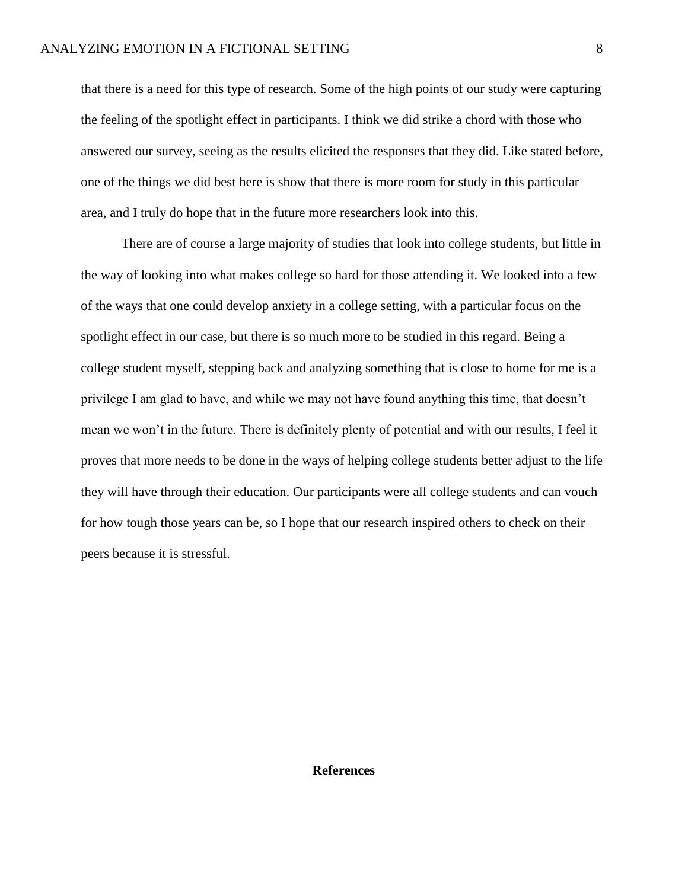that there is a need for this type of research. Some of the high points of our study were capturing the feeling of the spotlight effect in participants. I think we did strike a chord with those who answered our survey, seeing as the results elicited the responses that they did. Like stated before, one of the things we did best here is show that there is more room for study in this particular area, and I truly do hope that in the future more researchers look into this.

There are of course a large majority of studies that look into college students, but little in the way of looking into what makes college so hard for those attending it. We looked into a few of the ways that one could develop anxiety in a college setting, with a particular focus on the spotlight effect in our case, but there is so much more to be studied in this regard. Being a college student myself, stepping back and analyzing something that is close to home for me is a privilege I am glad to have, and while we may not have found anything this time, that doesn't mean we won't in the future. There is definitely plenty of potential and with our results, I feel it proves that more needs to be done in the ways of helping college students better adjust to the life they will have through their education. Our participants were all college students and can vouch for how tough those years can be, so I hope that our research inspired others to check on their peers because it is stressful.

## References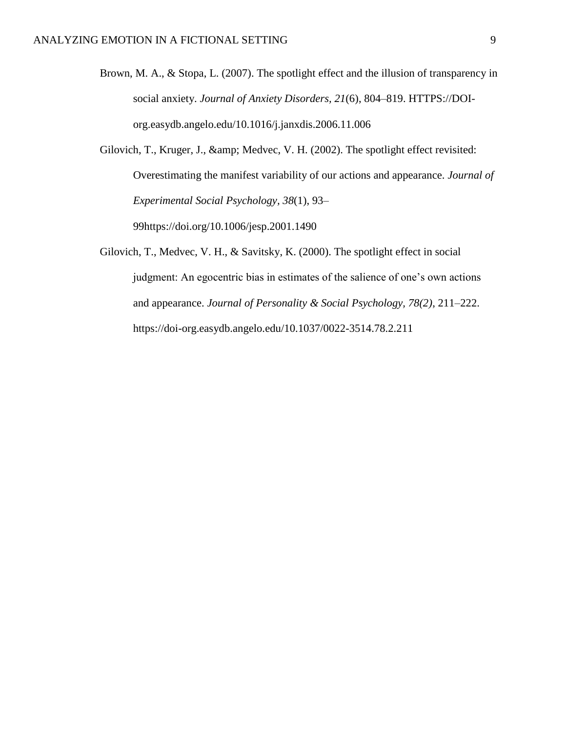Brown, M. A., & Stopa, L. (2007). The spotlight effect and the illusion of transparency in social anxiety. *Journal of Anxiety Disorders, 21*(6), 804–819. HTTPS://DOI-org.easydb.angelo.edu/10.1016/j.janxdis.2006.11.006

Gilovich, T., Kruger, J., &amp; Medvec, V. H. (2002). The spotlight effect revisited: Overestimating the manifest variability of our actions and appearance. *Journal of Experimental Social Psychology, 38*(1), 93–99https://doi.org/10.1006/jesp.2001.1490

Gilovich, T., Medvec, V. H., & Savitsky, K. (2000). The spotlight effect in social judgment: An egocentric bias in estimates of the salience of one's own actions and appearance. *Journal of Personality & Social Psychology, 78(2)*, 211–222. https://doi-org.easydb.angelo.edu/10.1037/0022-3514.78.2.211